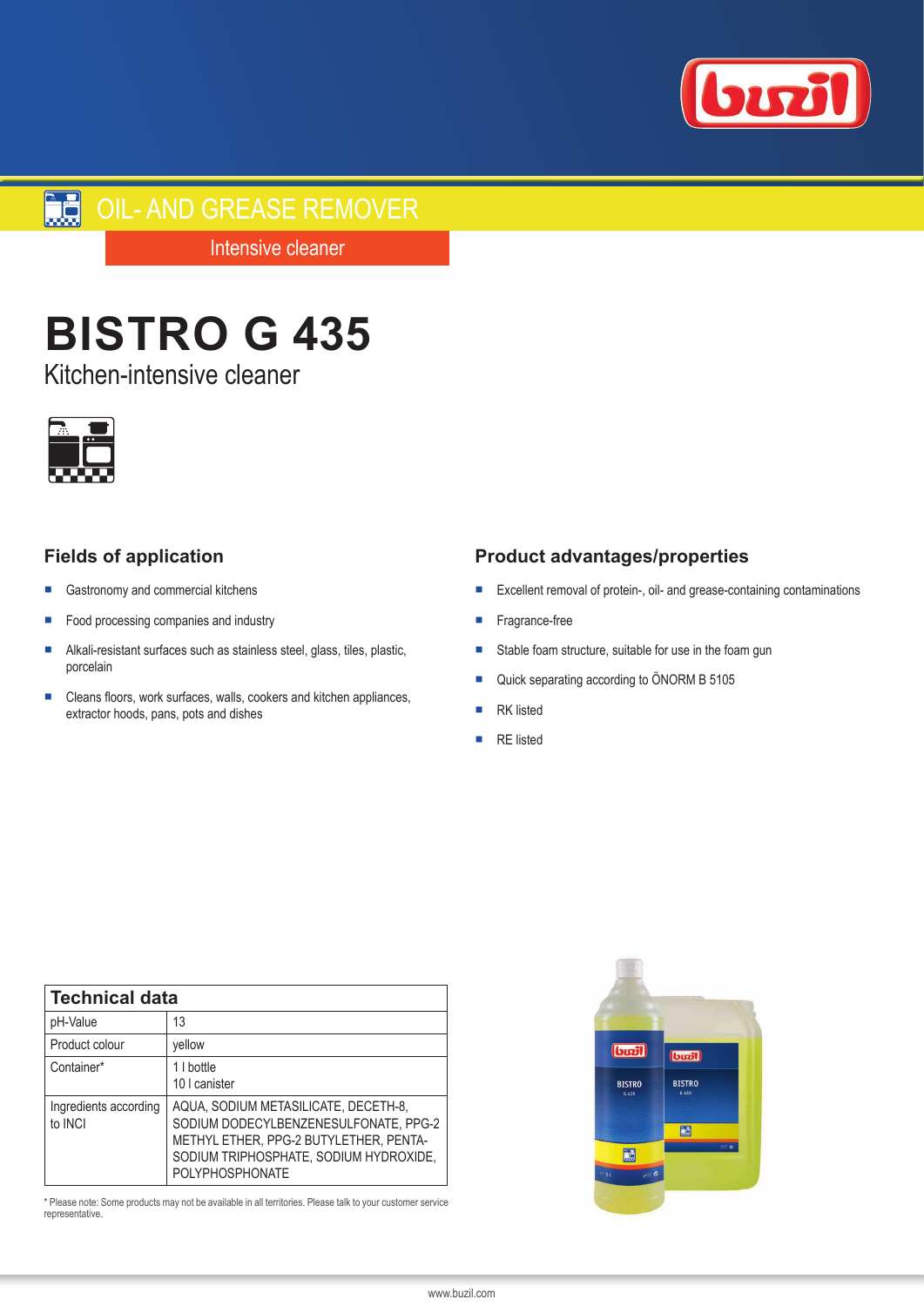OIL- AND GREASE REMOVER

Intensive cleaner

# BISTRO G 435

Kitchen-intensive cleaner

## Fields of application

- Gastronomy and commercial kitchens
- Food processing companies and industry
- Alkali-resistant surfaces such as stainless steel, glass, tiles, plastic, porcelain
- Cleans floors, work surfaces, walls, cookers and kitchen appliances, extractor hoods, pans, pots and dishes

## Product advantages/properties

- Excellent removal of protein-, oil- and grease-containing contaminations
- Fragrance-free
- Stable foam structure, suitable for use in the foam gun
- Quick separating according to ÖNORM B 5105
- RK listed
- RE listed

| Technical data | |
|---|---|
| pH-Value | 13 |
| Product colour | yellow |
| Container* | 1 l bottle<br>10 l canister |
| Ingredients according to INCI | AQUA, SODIUM METASILICATE, DECETH-8, SODIUM DODECYLBENZENESULFONATE, PPG-2 METHYL ETHER, PPG-2 BUTYLETHER, PENTA-SODIUM TRIPHOSPHATE, SODIUM HYDROXIDE, POLYPHOSPHONATE |

* Please note: Some products may not be available in all territories. Please talk to your customer service representative.

www.buzil.com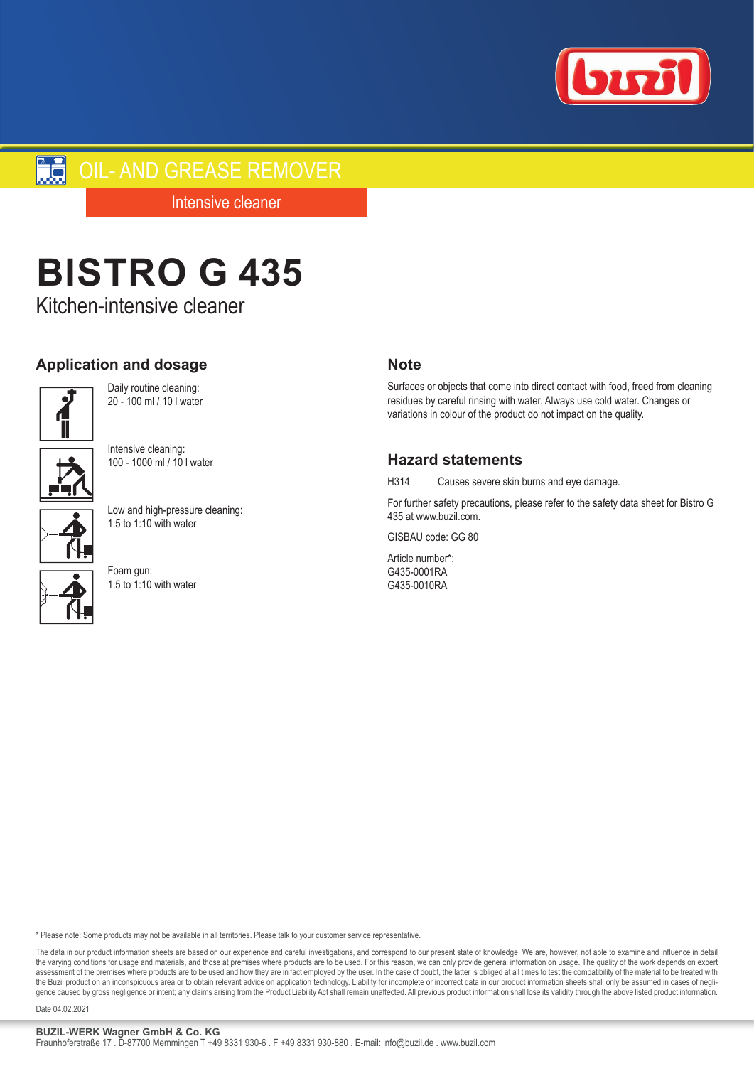OIL- AND GREASE REMOVER

Intensive cleaner

# BISTRO G 435

Kitchen-intensive cleaner

## Application and dosage

Daily routine cleaning:
20 - 100 ml / 10 l water

Intensive cleaning:
100 - 1000 ml / 10 l water

Low and high-pressure cleaning:
1:5 to 1:10 with water

Foam gun:
1:5 to 1:10 with water

## Note

Surfaces or objects that come into direct contact with food, freed from cleaning residues by careful rinsing with water. Always use cold water. Changes or variations in colour of the product do not impact on the quality.

## Hazard statements

H314 Causes severe skin burns and eye damage.

For further safety precautions, please refer to the safety data sheet for Bistro G 435 at www.buzil.com.

GISBAU code: GG 80

Article number*:
G435-0001RA
G435-0010RA

\* Please note: Some products may not be available in all territories. Please talk to your customer service representative.

The data in our product information sheets are based on our experience and careful investigations, and correspond to our present state of knowledge. We are, however, not able to examine and influence in detail the varying conditions for usage and materials, and those at premises where products are to be used. For this reason, we can only provide general information on usage. The quality of the work depends on expert assessment of the premises where products are to be used and how they are in fact employed by the user. In the case of doubt, the latter is obliged at all times to test the compatibility of the material to be treated with the Buzil product on an inconspicuous area or to obtain relevant advice on application technology. Liability for incomplete or incorrect data in our product information sheets shall only be assumed in cases of negligence caused by gross negligence or intent; any claims arising from the Product Liability Act shall remain unaffected. All previous product information shall lose its validity through the above listed product information.

Date 04.02.2021

**BUZIL-WERK Wagner GmbH & Co. KG**
Fraunhoferstraße 17 . D-87700 Memmingen T +49 8331 930-6 . F +49 8331 930-880 . E-mail: info@buzil.de . www.buzil.com